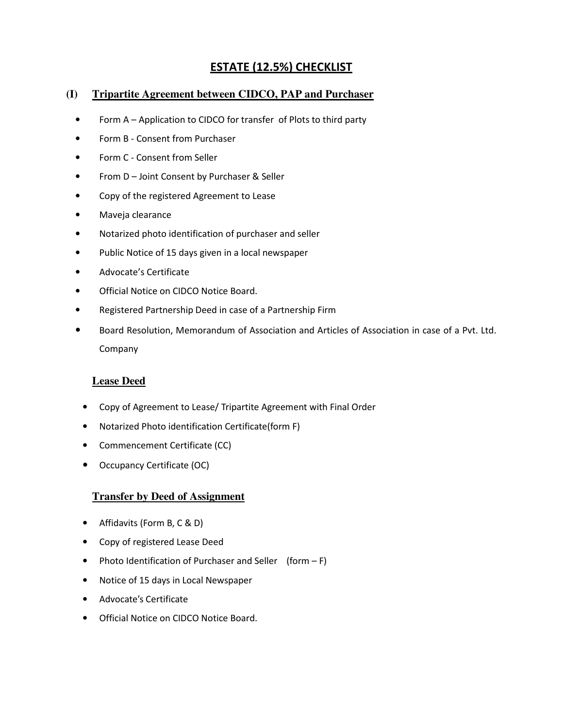# ESTATE (12.5%) CHECKLIST

## (I) Tripartite Agreement between CIDCO, PAP and Purchaser

- Form A – Application to CIDCO for transfer of Plots to third party
- Form B - Consent from Purchaser
- Form C - Consent from Seller
- From D – Joint Consent by Purchaser & Seller
- Copy of the registered Agreement to Lease
- Maveja clearance
- Notarized photo identification of purchaser and seller
- Public Notice of 15 days given in a local newspaper
- Advocate's Certificate
- Official Notice on CIDCO Notice Board.
- Registered Partnership Deed in case of a Partnership Firm
- Board Resolution, Memorandum of Association and Articles of Association in case of a Pvt. Ltd. Company

## Lease Deed

- Copy of Agreement to Lease/ Tripartite Agreement with Final Order
- Notarized Photo identification Certificate(form F)
- Commencement Certificate (CC)
- Occupancy Certificate (OC)

## Transfer by Deed of Assignment

- Affidavits (Form B, C & D)
- Copy of registered Lease Deed
- Photo Identification of Purchaser and Seller (form – F)
- Notice of 15 days in Local Newspaper
- Advocate's Certificate
- Official Notice on CIDCO Notice Board.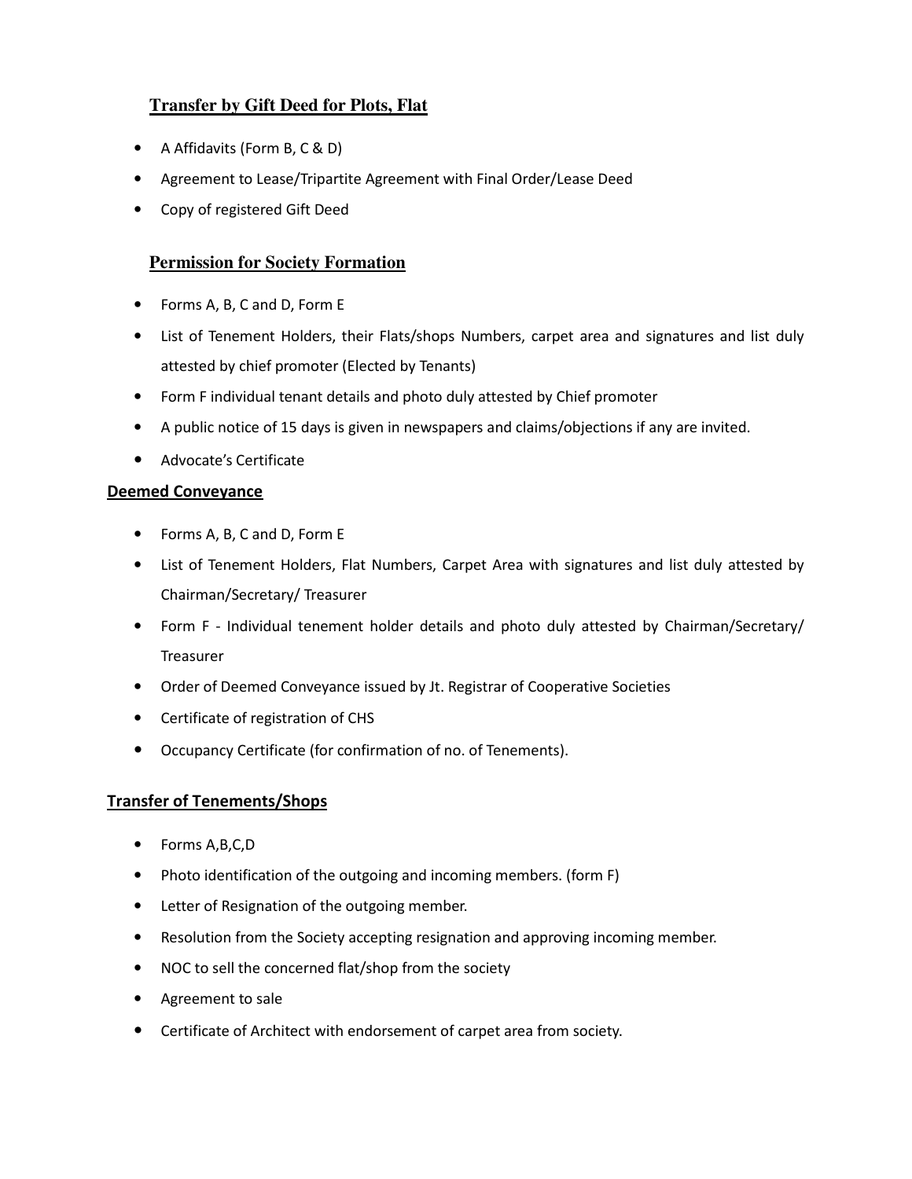## Transfer by Gift Deed for Plots, Flat

- A Affidavits (Form B, C & D)
- Agreement to Lease/Tripartite Agreement with Final Order/Lease Deed
- Copy of registered Gift Deed

## Permission for Society Formation

- Forms A, B, C and D, Form E
- List of Tenement Holders, their Flats/shops Numbers, carpet area and signatures and list duly attested by chief promoter (Elected by Tenants)
- Form F individual tenant details and photo duly attested by Chief promoter
- A public notice of 15 days is given in newspapers and claims/objections if any are invited.
- Advocate's Certificate

## Deemed Conveyance

- Forms A, B, C and D, Form E
- List of Tenement Holders, Flat Numbers, Carpet Area with signatures and list duly attested by Chairman/Secretary/ Treasurer
- Form F - Individual tenement holder details and photo duly attested by Chairman/Secretary/ Treasurer
- Order of Deemed Conveyance issued by Jt. Registrar of Cooperative Societies
- Certificate of registration of CHS
- Occupancy Certificate (for confirmation of no. of Tenements).

## Transfer of Tenements/Shops

- Forms A,B,C,D
- Photo identification of the outgoing and incoming members. (form F)
- Letter of Resignation of the outgoing member.
- Resolution from the Society accepting resignation and approving incoming member.
- NOC to sell the concerned flat/shop from the society
- Agreement to sale
- Certificate of Architect with endorsement of carpet area from society.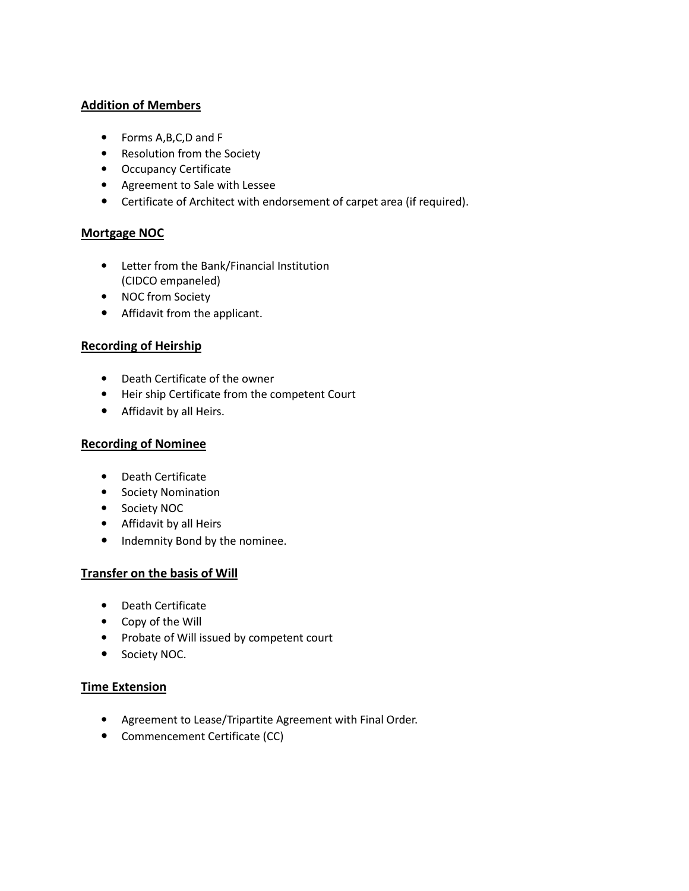**Addition of Members**

- Forms A,B,C,D and F
- Resolution from the Society
- Occupancy Certificate
- Agreement to Sale with Lessee
- Certificate of Architect with endorsement of carpet area (if required).

**Mortgage NOC**

- Letter from the Bank/Financial Institution (CIDCO empaneled)
- NOC from Society
- Affidavit from the applicant.

**Recording of Heirship**

- Death Certificate of the owner
- Heir ship Certificate from the competent Court
- Affidavit by all Heirs.

**Recording of Nominee**

- Death Certificate
- Society Nomination
- Society NOC
- Affidavit by all Heirs
- Indemnity Bond by the nominee.

**Transfer on the basis of Will**

- Death Certificate
- Copy of the Will
- Probate of Will issued by competent court
- Society NOC.

**Time Extension**

- Agreement to Lease/Tripartite Agreement with Final Order.
- Commencement Certificate (CC)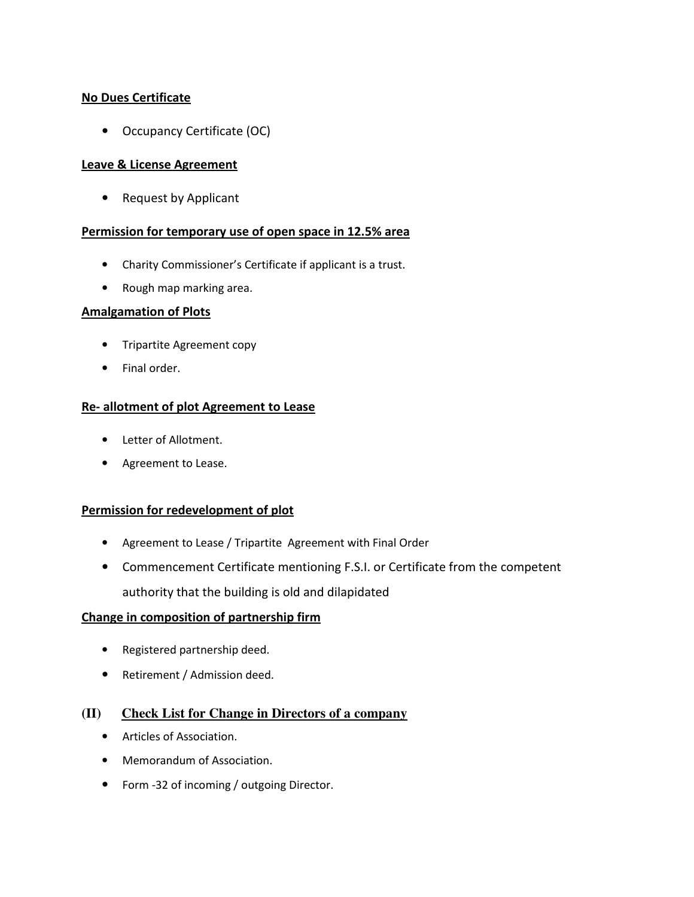**No Dues Certificate**

- Occupancy Certificate (OC)

**Leave & License Agreement**

- Request by Applicant

**Permission for temporary use of open space in 12.5% area**

- Charity Commissioner's Certificate if applicant is a trust.
- Rough map marking area.

**Amalgamation of Plots**

- Tripartite Agreement copy
- Final order.

**Re- allotment of plot Agreement to Lease**

- Letter of Allotment.
- Agreement to Lease.

**Permission for redevelopment of plot**

- Agreement to Lease / Tripartite Agreement with Final Order
- Commencement Certificate mentioning F.S.I. or Certificate from the competent authority that the building is old and dilapidated

**Change in composition of partnership firm**

- Registered partnership deed.
- Retirement / Admission deed.

## (II) Check List for Change in Directors of a company

- Articles of Association.
- Memorandum of Association.
- Form -32 of incoming / outgoing Director.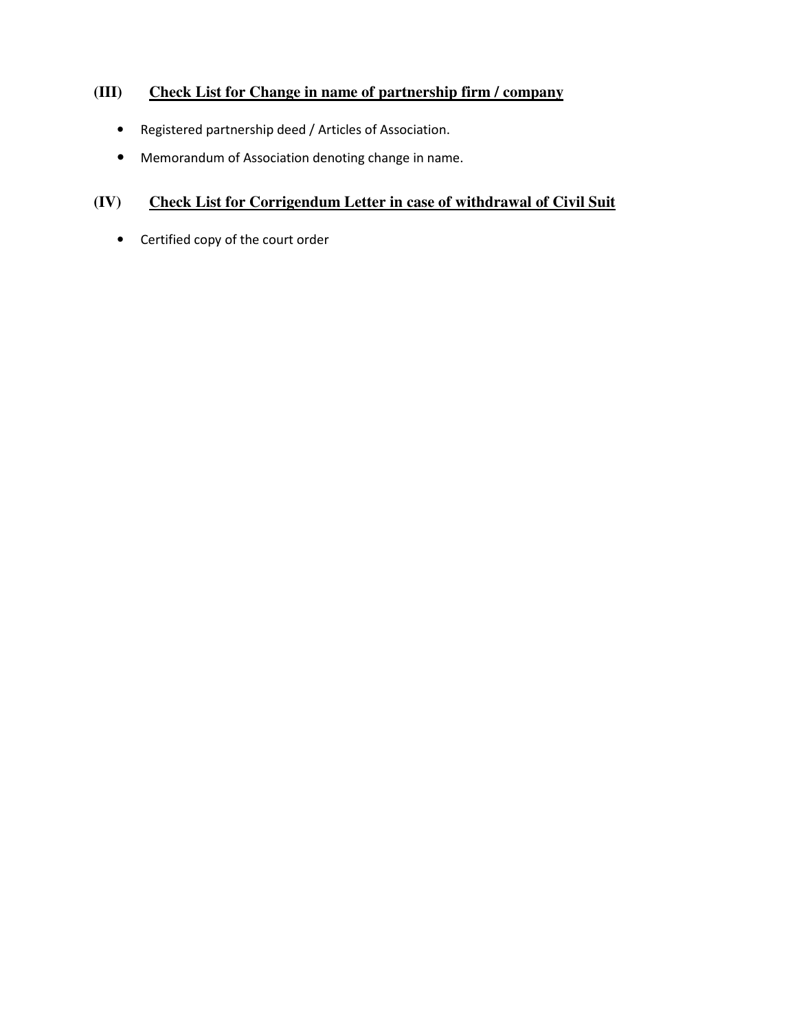## (III) Check List for Change in name of partnership firm / company

- Registered partnership deed / Articles of Association.
- Memorandum of Association denoting change in name.

## (IV) Check List for Corrigendum Letter in case of withdrawal of Civil Suit

- Certified copy of the court order